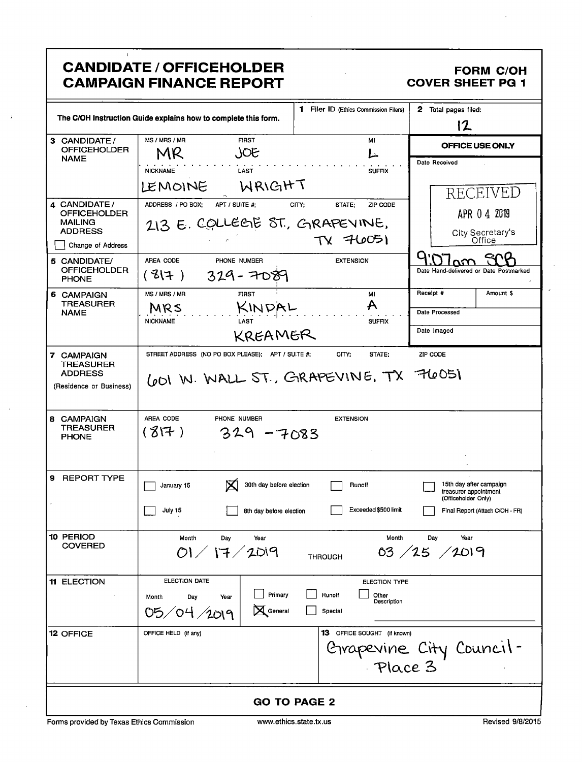# CANDIDATE / OFFICEHOLDER CAMPAIGN FINANCE REPORT

**FORM C/OH**
**COVER SHEET PG 1**

| The C/OH Instruction Guide explains how to complete this form. | | 1 Filer ID (Ethics Commission Filers) | 2 Total pages filed: 12 |
|---|---|---|---|
| **3 CANDIDATE / OFFICEHOLDER NAME** | MS / MRS / MR: MR; FIRST: JOE; MI: L; NICKNAME: LEMOINE; LAST: WRIGHT; SUFFIX: | | **OFFICE USE ONLY** Date Received: RECEIVED APR 04 2019 City Secretary's Office |
| **4 CANDIDATE / OFFICEHOLDER MAILING ADDRESS** ☐ Change of Address | ADDRESS / PO BOX; APT / SUITE #; CITY; STATE; ZIP CODE: 213 E. COLLEGE ST., GRAPEVINE, TX 76051 | | |
| **5 CANDIDATE/ OFFICEHOLDER PHONE** | AREA CODE: (817) PHONE NUMBER: 329-7089 EXTENSION: | | 9:07am SCB Date Hand-delivered or Date Postmarked |
| **6 CAMPAIGN TREASURER NAME** | MS / MRS / MR: MRS; FIRST: KINDAL; MI: A; NICKNAME: ; LAST: KREAMER; SUFFIX: | | Receipt # / Amount $ / Date Processed / Date Imaged |
| **7 CAMPAIGN TREASURER ADDRESS** (Residence or Business) | STREET ADDRESS (NO PO BOX PLEASE); APT / SUITE #; CITY; STATE; ZIP CODE: 601 W. WALL ST., GRAPEVINE, TX 76051 | | |
| **8 CAMPAIGN TREASURER PHONE** | AREA CODE: (817) PHONE NUMBER: 329-7083 EXTENSION: | | |

**9 REPORT TYPE**

- ☐ January 15
- ☒ 30th day before election
- ☐ Runoff
- ☐ 15th day after campaign treasurer appointment (Officeholder Only)
- ☐ July 15
- ☐ 8th day before election
- ☐ Exceeded $500 limit
- ☐ Final Report (Attach C/OH - FR)

**10 PERIOD COVERED**

Month / Day / Year: 01 / 17 / 2019 THROUGH Month / Day / Year: 03 / 25 / 2019

**11 ELECTION**

ELECTION DATE (Month Day Year): 05 / 04 / 2019

ELECTION TYPE:
- ☐ Primary
- ☒ General
- ☐ Runoff
- ☐ Special
- ☐ Other Description

**12 OFFICE**

OFFICE HELD (if any):

**13 OFFICE SOUGHT (if known):** Grapevine City Council - Place 3

**GO TO PAGE 2**

Forms provided by Texas Ethics Commission · www.ethics.state.tx.us · Revised 9/8/2015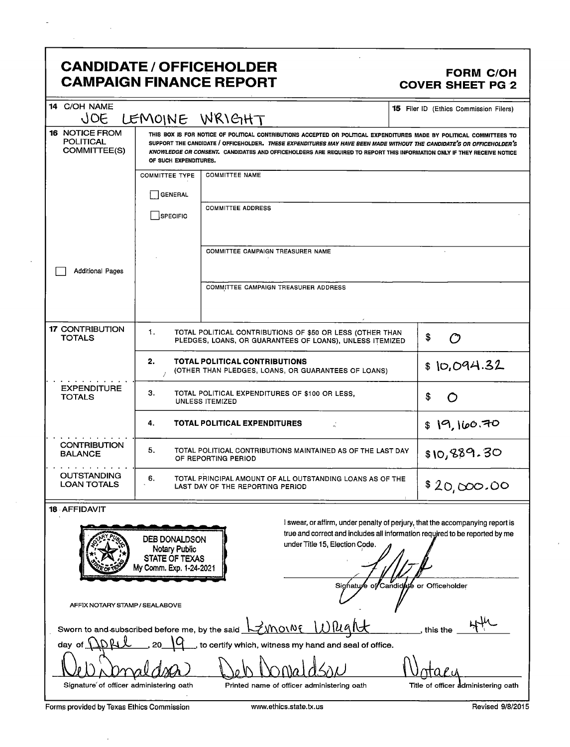# CANDIDATE / OFFICEHOLDER CAMPAIGN FINANCE REPORT

## FORM C/OH COVER SHEET PG 2

**14** C/OH NAME

JOE LEMOINE WRIGHT

**15** Filer ID (Ethics Commission Filers)

**16** NOTICE FROM POLITICAL COMMITTEE(S)

THIS BOX IS FOR NOTICE OF POLITICAL CONTRIBUTIONS ACCEPTED OR POLITICAL EXPENDITURES MADE BY POLITICAL COMMITTEES TO SUPPORT THE CANDIDATE / OFFICEHOLDER. *THESE EXPENDITURES MAY HAVE BEEN MADE WITHOUT THE CANDIDATE'S OR OFFICEHOLDER'S KNOWLEDGE OR CONSENT.* CANDIDATES AND OFFICEHOLDERS ARE REQUIRED TO REPORT THIS INFORMATION ONLY IF THEY RECEIVE NOTICE OF SUCH EXPENDITURES.

| COMMITTEE TYPE | |
|---|---|
| ☐ GENERAL | COMMITTEE NAME |
| ☐ SPECIFIC | COMMITTEE ADDRESS |
| | COMMITTEE CAMPAIGN TREASURER NAME |
| | COMMITTEE CAMPAIGN TREASURER ADDRESS |

☐ Additional Pages

| Section | # | Description | Amount |
|---|---|---|---|
| **17** CONTRIBUTION TOTALS | 1. | TOTAL POLITICAL CONTRIBUTIONS OF $50 OR LESS (OTHER THAN PLEDGES, LOANS, OR GUARANTEES OF LOANS), UNLESS ITEMIZED | $ 0 |
| | 2. | **TOTAL POLITICAL CONTRIBUTIONS** (OTHER THAN PLEDGES, LOANS, OR GUARANTEES OF LOANS) | $ 10,094.32 |
| EXPENDITURE TOTALS | 3. | TOTAL POLITICAL EXPENDITURES OF $100 OR LESS, UNLESS ITEMIZED | $ 0 |
| | 4. | **TOTAL POLITICAL EXPENDITURES** | $ 19,160.70 |
| CONTRIBUTION BALANCE | 5. | TOTAL POLITICAL CONTRIBUTIONS MAINTAINED AS OF THE LAST DAY OF REPORTING PERIOD | $10,889.30 |
| OUTSTANDING LOAN TOTALS | 6. | TOTAL PRINCIPAL AMOUNT OF ALL OUTSTANDING LOANS AS OF THE LAST DAY OF THE REPORTING PERIOD | $ 20,000.00 |

**18** AFFIDAVIT

DEB DONALDSON
Notary Public
STATE OF TEXAS
My Comm. Exp. 1-24-2021

AFFIX NOTARY STAMP / SEAL ABOVE

I swear, or affirm, under penalty of perjury, that the accompanying report is true and correct and includes all information required to be reported by me under Title 15, Election Code.

Signature of Candidate or Officeholder

Sworn to and subscribed before me, by the said Lemoine Wright, this the 4th day of April, 20 19, to certify which, witness my hand and seal of office.

| Deb Donaldson | Deb Donaldson | Notary |
|---|---|---|
| Signature of officer administering oath | Printed name of officer administering oath | Title of officer administering oath |

Forms provided by Texas Ethics Commission www.ethics.state.tx.us Revised 9/8/2015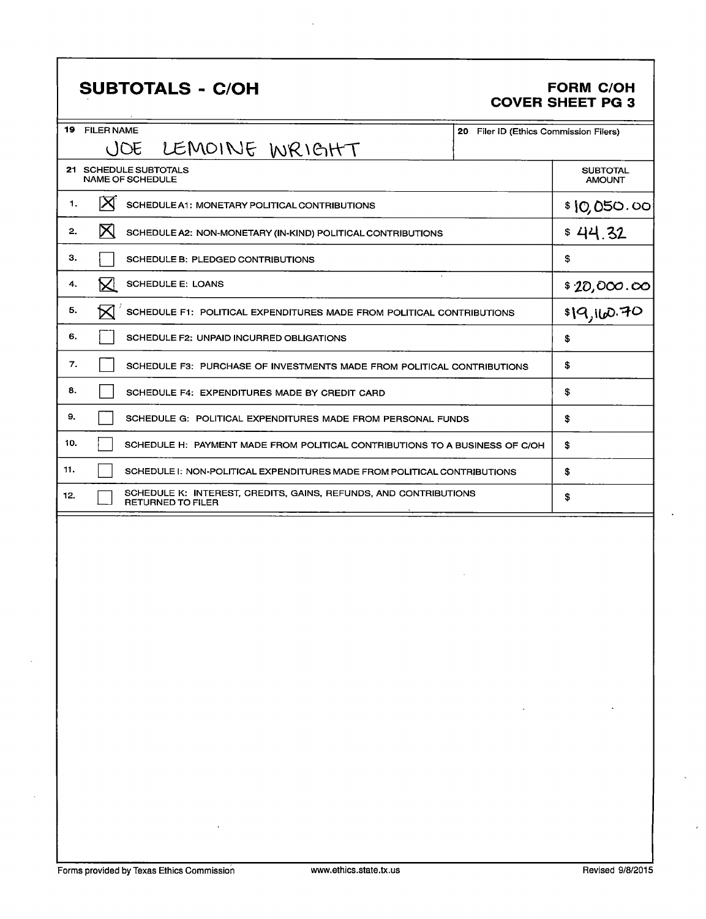# SUBTOTALS - C/OH

## FORM C/OH COVER SHEET PG 3

| 19 FILER NAME | 20 Filer ID (Ethics Commission Filers) |
| --- | --- |
| JOE LEMOINE WRIGHT | |

| 21 SCHEDULE SUBTOTALS | | NAME OF SCHEDULE | SUBTOTAL AMOUNT |
| --- | --- | --- | --- |
| 1. | ☒ | SCHEDULE A1: MONETARY POLITICAL CONTRIBUTIONS | $ 10,050.00 |
| 2. | ☒ | SCHEDULE A2: NON-MONETARY (IN-KIND) POLITICAL CONTRIBUTIONS | $ 44.32 |
| 3. | ☐ | SCHEDULE B: PLEDGED CONTRIBUTIONS | $ |
| 4. | ☒ | SCHEDULE E: LOANS | $ 20,000.00 |
| 5. | ☒ | SCHEDULE F1: POLITICAL EXPENDITURES MADE FROM POLITICAL CONTRIBUTIONS | $ 19,160.70 |
| 6. | ☐ | SCHEDULE F2: UNPAID INCURRED OBLIGATIONS | $ |
| 7. | ☐ | SCHEDULE F3: PURCHASE OF INVESTMENTS MADE FROM POLITICAL CONTRIBUTIONS | $ |
| 8. | ☐ | SCHEDULE F4: EXPENDITURES MADE BY CREDIT CARD | $ |
| 9. | ☐ | SCHEDULE G: POLITICAL EXPENDITURES MADE FROM PERSONAL FUNDS | $ |
| 10. | ☐ | SCHEDULE H: PAYMENT MADE FROM POLITICAL CONTRIBUTIONS TO A BUSINESS OF C/OH | $ |
| 11. | ☐ | SCHEDULE I: NON-POLITICAL EXPENDITURES MADE FROM POLITICAL CONTRIBUTIONS | $ |
| 12. | ☐ | SCHEDULE K: INTEREST, CREDITS, GAINS, REFUNDS, AND CONTRIBUTIONS RETURNED TO FILER | $ |

Forms provided by Texas Ethics Commission www.ethics.state.tx.us Revised 9/8/2015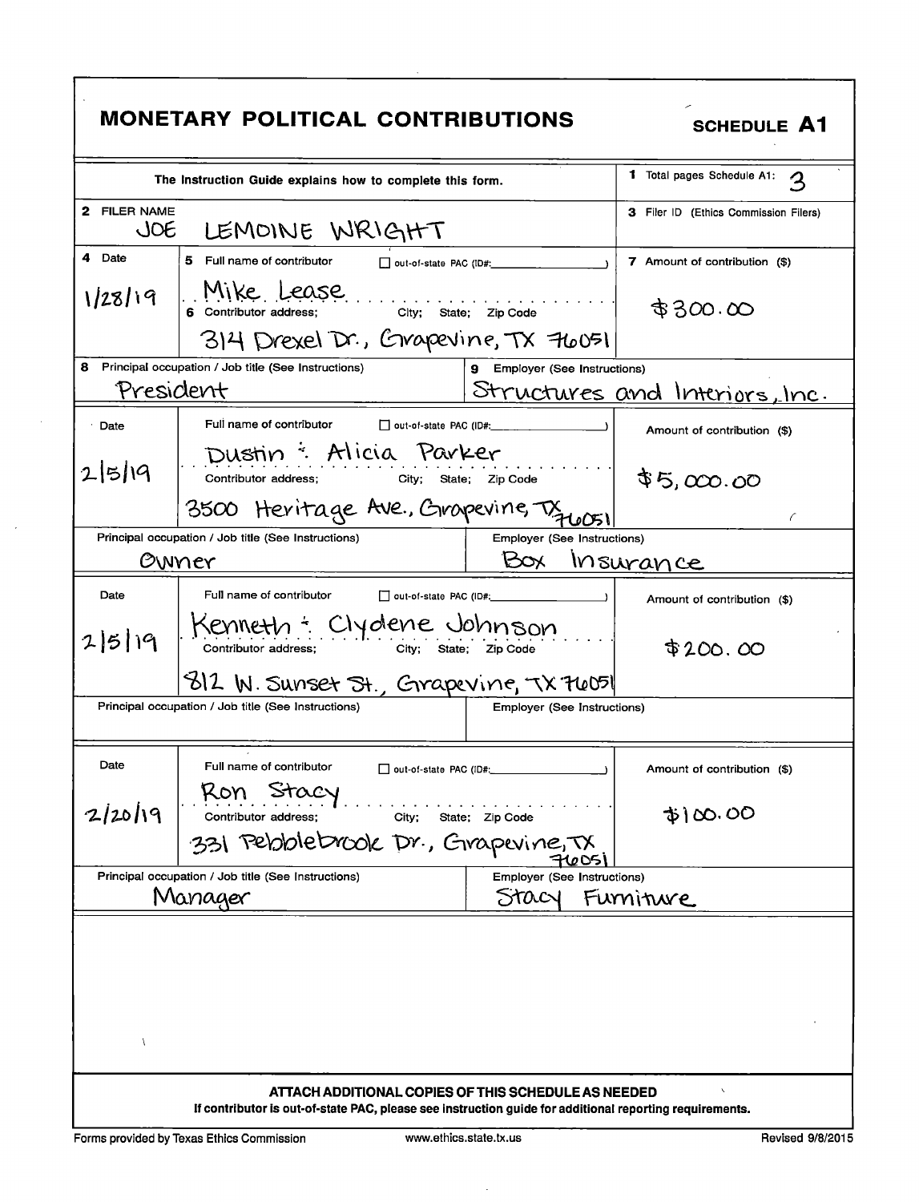# MONETARY POLITICAL CONTRIBUTIONS

**SCHEDULE A1**

The Instruction Guide explains how to complete this form.

**1** Total pages Schedule A1: 3

**2** FILER NAME: JOE LEMOINE WRIGHT

**3** Filer ID (Ethics Commission Filers):

| 4 Date | 5 Full name of contributor / 6 Contributor address; City; State; Zip Code | out-of-state PAC (ID#) | 7 Amount of contribution ($) |
|---|---|---|---|
| 1/28/19 | Mike Lease<br>314 Drexel Dr., Grapevine, TX 76051 | ☐ | $300.00 |
| **8** Principal occupation / Job title: President | **9** Employer: Structures and Interiors, Inc. | | |
| 2/5/19 | Dustin & Alicia Parker<br>3500 Heritage Ave., Grapevine, TX 76051 | ☐ | $5,000.00 |
| Principal occupation / Job title: Owner | Employer: Box Insurance | | |
| 2/5/19 | Kenneth & Clydene Johnson<br>812 W. Sunset St., Grapevine, TX 76051 | ☐ | $200.00 |
| Principal occupation / Job title: | Employer: | | |
| 2/20/19 | Ron Stacy<br>331 Pebblebrook Dr., Grapevine, TX 76051 | ☐ | $100.00 |
| Principal occupation / Job title: Manager | Employer: Stacy Furniture | | |

**ATTACH ADDITIONAL COPIES OF THIS SCHEDULE AS NEEDED**

**If contributor is out-of-state PAC, please see instruction guide for additional reporting requirements.**

Forms provided by Texas Ethics Commission www.ethics.state.tx.us Revised 9/8/2015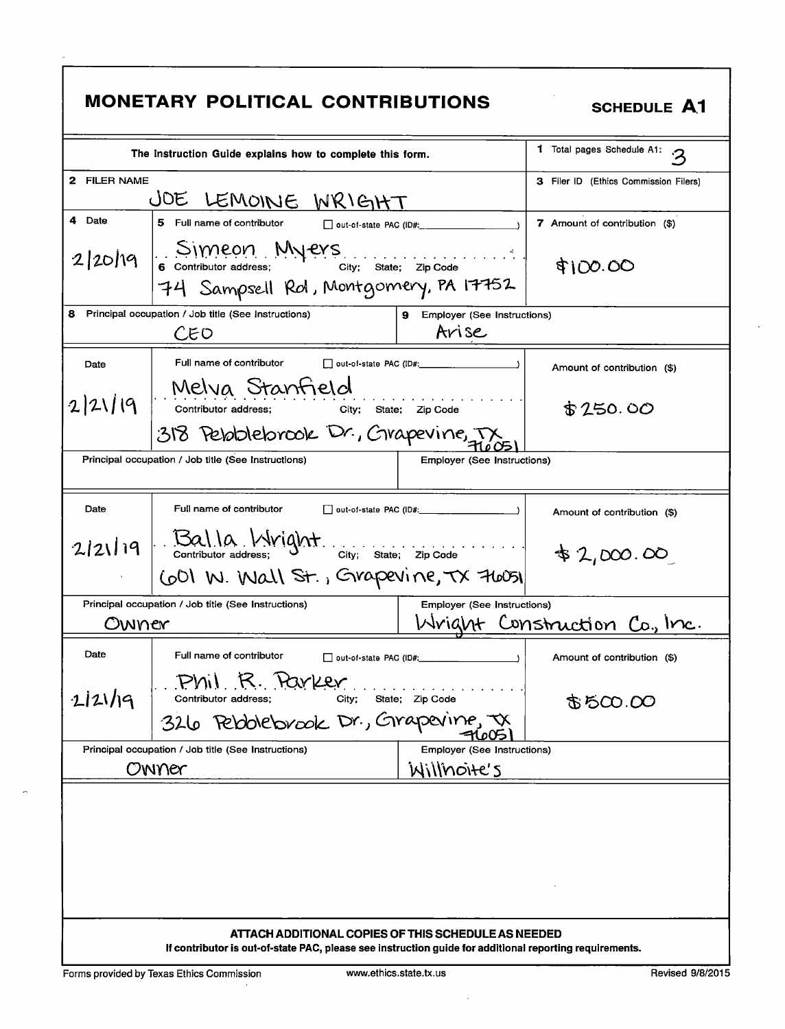# MONETARY POLITICAL CONTRIBUTIONS

**SCHEDULE A1**

The Instruction Guide explains how to complete this form.

1 Total pages Schedule A1: 3

2 FILER NAME: JOE LEMOINE WRIGHT

3 Filer ID (Ethics Commission Filers):

| 4 Date | 5 Full name of contributor / 6 Contributor address; City; State; Zip Code | 7 Amount of contribution ($) |
|---|---|---|
| 2/20/19 | Simeon Myers<br>74 Sampsell Rd, Montgomery, PA 17752 | $100.00 |
| 8 Principal occupation / Job title (See Instructions): CEO | 9 Employer (See Instructions): Arise | |
| 2/21/19 | Melva Stanfield<br>318 Pebblebrook Dr., Grapevine, TX 76051 | $250.00 |
| Principal occupation / Job title (See Instructions): | Employer (See Instructions): | |
| 2/21/19 | Balla Wright<br>601 W. Wall St., Grapevine, TX 76051 | $2,000.00 |
| Principal occupation / Job title (See Instructions): Owner | Employer (See Instructions): Wright Construction Co., Inc. | |
| 2/21/19 | Phil R. Parker<br>326 Pebblebrook Dr., Grapevine, TX 76051 | $500.00 |
| Principal occupation / Job title (See Instructions): Owner | Employer (See Instructions): Willhoite's | |

☐ out-of-state PAC (ID#: )

**ATTACH ADDITIONAL COPIES OF THIS SCHEDULE AS NEEDED**

**If contributor is out-of-state PAC, please see instruction guide for additional reporting requirements.**

Forms provided by Texas Ethics Commission | www.ethics.state.tx.us | Revised 9/8/2015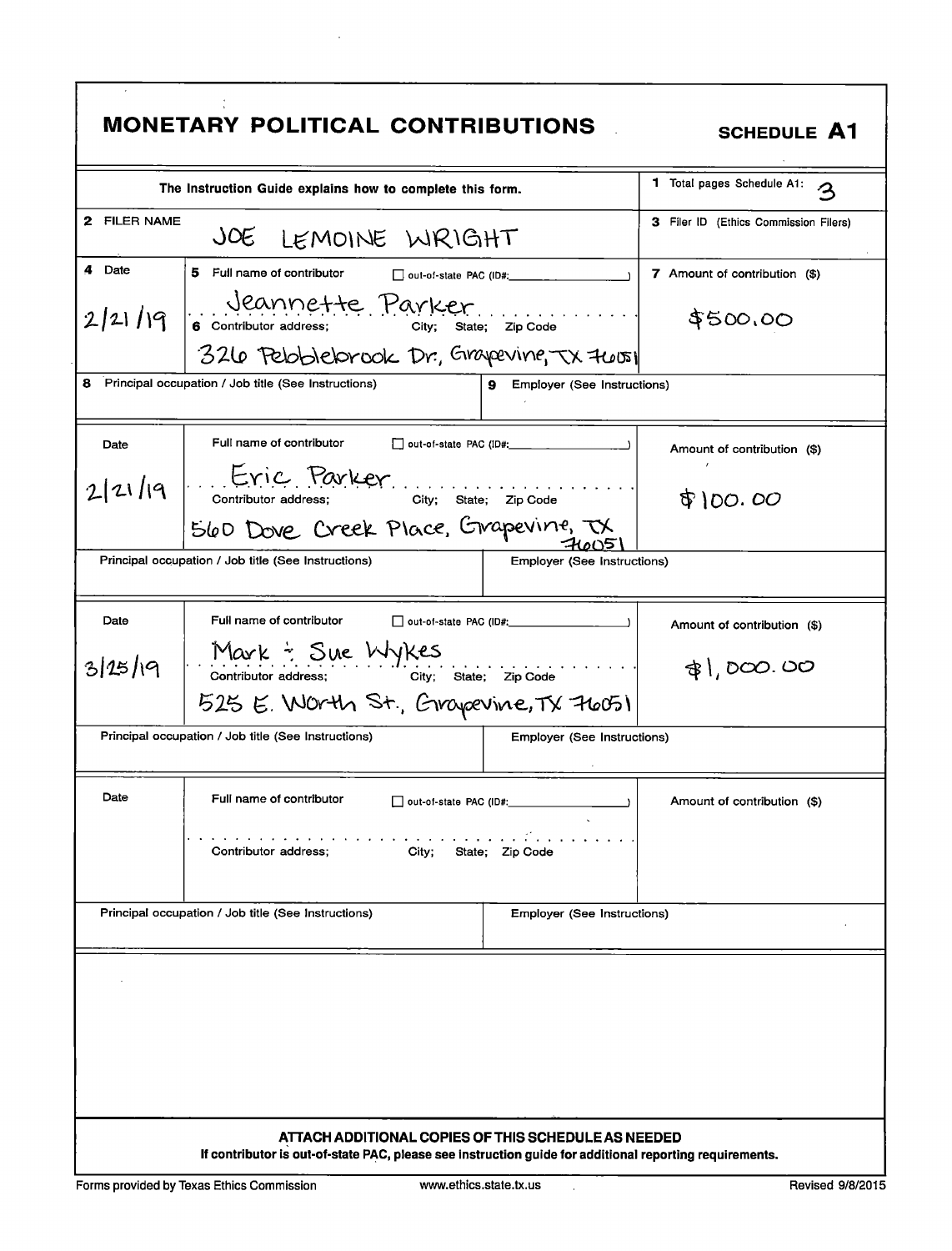# MONETARY POLITICAL CONTRIBUTIONS

**SCHEDULE A1**

| The Instruction Guide explains how to complete this form. | 1 Total pages Schedule A1: 3 |
|---|---|
| **2** FILER NAME: JOE LEMOINE WRIGHT | **3** Filer ID (Ethics Commission Filers) |

| 4 Date | 5 Full name of contributor / 6 Contributor address; City; State; Zip Code | out-of-state PAC (ID#: ) | 7 Amount of contribution ($) |
|---|---|---|---|
| 2/21/19 | Jeannette Parker<br>326 Pebblebrook Dr, Grapevine, TX 76051 | ☐ | $500.00 |
| **8** Principal occupation / Job title (See Instructions) | | **9** Employer (See Instructions) | |

| Date | Full name of contributor / Contributor address; City; State; Zip Code | out-of-state PAC (ID#: ) | Amount of contribution ($) |
|---|---|---|---|
| 2/21/19 | Eric Parker<br>560 Dove Creek Place, Grapevine, TX 76051 | ☐ | $100.00 |
| Principal occupation / Job title (See Instructions) | | Employer (See Instructions) | |

| Date | Full name of contributor / Contributor address; City; State; Zip Code | out-of-state PAC (ID#: ) | Amount of contribution ($) |
|---|---|---|---|
| 3/25/19 | Mark & Sue Wykes<br>525 E. Worth St., Grapevine, TX 76051 | ☐ | $1,000.00 |
| Principal occupation / Job title (See Instructions) | | Employer (See Instructions) | |

| Date | Full name of contributor / Contributor address; City; State; Zip Code | out-of-state PAC (ID#: ) | Amount of contribution ($) |
|---|---|---|---|
| | | ☐ | |
| Principal occupation / Job title (See Instructions) | | Employer (See Instructions) | |

**ATTACH ADDITIONAL COPIES OF THIS SCHEDULE AS NEEDED**

**If contributor is out-of-state PAC, please see instruction guide for additional reporting requirements.**

Forms provided by Texas Ethics Commission www.ethics.state.tx.us Revised 9/8/2015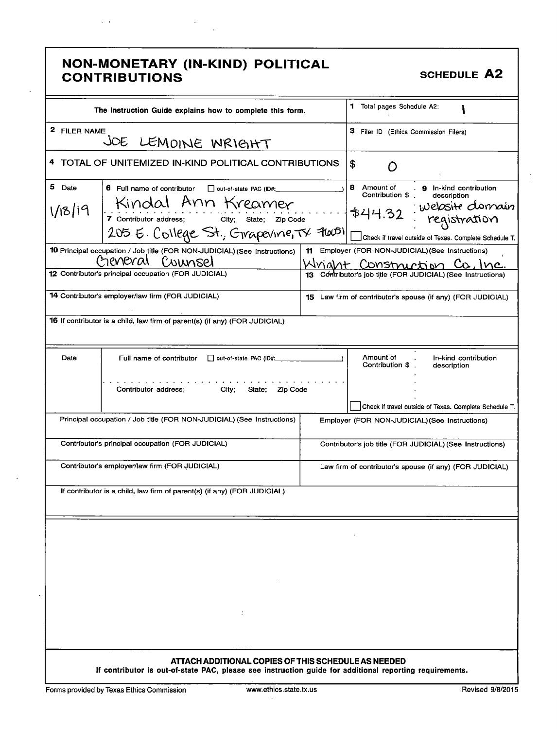# NON-MONETARY (IN-KIND) POLITICAL CONTRIBUTIONS

**SCHEDULE A2**

| The Instruction Guide explains how to complete this form. | 1 Total pages Schedule A2: 1 |
|---|---|
| 2 FILER NAME: JOE LEMOINE WRIGHT | 3 Filer ID (Ethics Commission Filers) |
| 4 TOTAL OF UNITEMIZED IN-KIND POLITICAL CONTRIBUTIONS | $ 0 |

| 5 Date | 6 Full name of contributor ☐ out-of-state PAC (ID#: ) / 7 Contributor address; City; State; Zip Code | 8 Amount of Contribution $ | 9 In-kind contribution description |
|---|---|---|---|
| 1/18/19 | Kindal Ann Kreamer<br>205 E. College St., Grapevine, TX 76051 | $44.32 | Website domain registration<br>☐ Check if travel outside of Texas. Complete Schedule T. |

| 10 Principal occupation / Job title (FOR NON-JUDICIAL) (See Instructions) | 11 Employer (FOR NON-JUDICIAL) (See Instructions) |
|---|---|
| General Counsel | Wright Construction Co, Inc. |
| 12 Contributor's principal occupation (FOR JUDICIAL) | 13 Contributor's job title (FOR JUDICIAL) (See Instructions) |
| 14 Contributor's employer/law firm (FOR JUDICIAL) | 15 Law firm of contributor's spouse (if any) (FOR JUDICIAL) |
| 16 If contributor is a child, law firm of parent(s) (if any) (FOR JUDICIAL) | |

| Date | Full name of contributor ☐ out-of-state PAC (ID#: ) / Contributor address; City; State; Zip Code | Amount of Contribution $ | In-kind contribution description |
|---|---|---|---|
| | | | ☐ Check if travel outside of Texas. Complete Schedule T. |

| Principal occupation / Job title (FOR NON-JUDICIAL) (See Instructions) | Employer (FOR NON-JUDICIAL) (See Instructions) |
|---|---|
| Contributor's principal occupation (FOR JUDICIAL) | Contributor's job title (FOR JUDICIAL) (See Instructions) |
| Contributor's employer/law firm (FOR JUDICIAL) | Law firm of contributor's spouse (if any) (FOR JUDICIAL) |
| If contributor is a child, law firm of parent(s) (if any) (FOR JUDICIAL) | |

**ATTACH ADDITIONAL COPIES OF THIS SCHEDULE AS NEEDED**

**If contributor is out-of-state PAC, please see instruction guide for additional reporting requirements.**

Forms provided by Texas Ethics Commission www.ethics.state.tx.us Revised 9/8/2015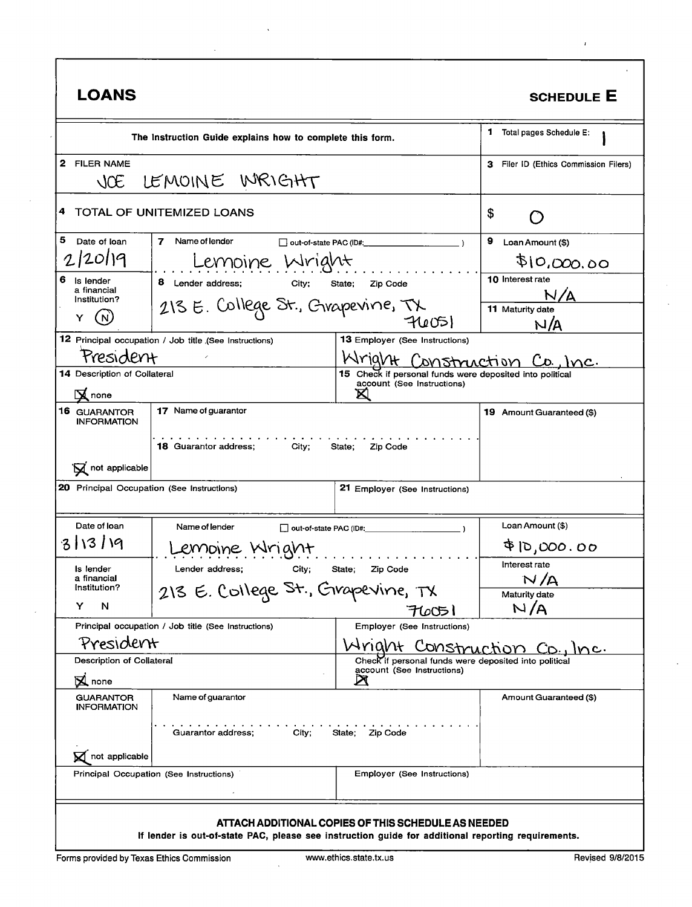# LOANS

**SCHEDULE E**

The Instruction Guide explains how to complete this form.

**1** Total pages Schedule E: 1

**2** FILER NAME: JOE LEMOINE WRIGHT

**3** Filer ID (Ethics Commission Filers):

**4** TOTAL OF UNITEMIZED LOANS: $ 0

| Field | Value |
|---|---|
| 5 Date of loan | 2/20/19 |
| 7 Name of lender | Lemoine Wright |
| out-of-state PAC (ID#: ) | ☐ |
| 9 Loan Amount ($) | $10,000.00 |
| 6 Is lender a financial institution? Y / N | N |
| 8 Lender address; City; State; Zip Code | 213 E. College St., Grapevine, TX 76051 |
| 10 Interest rate | N/A |
| 11 Maturity date | N/A |
| 12 Principal occupation / Job title (See Instructions) | President |
| 13 Employer (See Instructions) | Wright Construction Co., Inc. |
| 14 Description of Collateral | ☒ none |
| 15 Check if personal funds were deposited into political account (See Instructions) | ☒ |
| 16 GUARANTOR INFORMATION | ☒ not applicable |
| 17 Name of guarantor | |
| 18 Guarantor address; City; State; Zip Code | |
| 19 Amount Guaranteed ($) | |
| 20 Principal Occupation (See Instructions) | |
| 21 Employer (See Instructions) | |

| Field | Value |
|---|---|
| Date of loan | 3/13/19 |
| Name of lender | Lemoine Wright |
| out-of-state PAC (ID#: ) | ☐ |
| Loan Amount ($) | $10,000.00 |
| Is lender a financial institution? Y / N | |
| Lender address; City; State; Zip Code | 213 E. College St., Grapevine, TX 76051 |
| Interest rate | N/A |
| Maturity date | N/A |
| Principal occupation / Job title (See Instructions) | President |
| Employer (See Instructions) | Wright Construction Co., Inc. |
| Description of Collateral | ☒ none |
| Check if personal funds were deposited into political account (See Instructions) | ☒ |
| GUARANTOR INFORMATION | ☒ not applicable |
| Name of guarantor | |
| Guarantor address; City; State; Zip Code | |
| Amount Guaranteed ($) | |
| Principal Occupation (See Instructions) | |
| Employer (See Instructions) | |

**ATTACH ADDITIONAL COPIES OF THIS SCHEDULE AS NEEDED**

**If lender is out-of-state PAC, please see instruction guide for additional reporting requirements.**

Forms provided by Texas Ethics Commission    www.ethics.state.tx.us    Revised 9/8/2015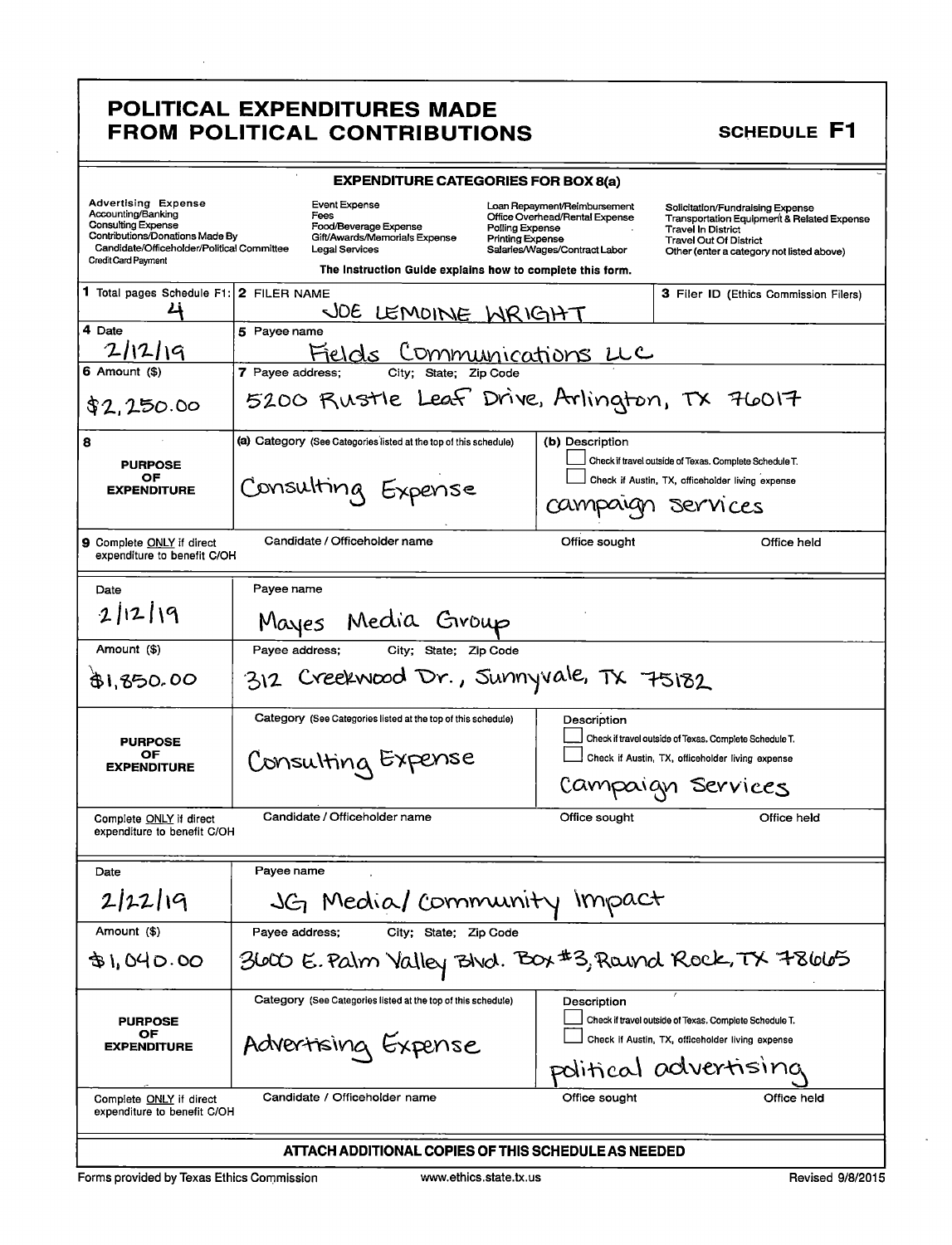# POLITICAL EXPENDITURES MADE FROM POLITICAL CONTRIBUTIONS

**SCHEDULE F1**

## EXPENDITURE CATEGORIES FOR BOX 8(a)

| | | | |
|---|---|---|---|
| **Advertising Expense** | Event Expense | Loan Repayment/Reimbursement | Solicitation/Fundraising Expense |
| Accounting/Banking | Fees | Office Overhead/Rental Expense | Transportation Equipment & Related Expense |
| Consulting Expense | Food/Beverage Expense | Polling Expense | Travel In District |
| Contributions/Donations Made By Candidate/Officeholder/Political Committee | Gift/Awards/Memorials Expense | Printing Expense | Travel Out Of District |
| Credit Card Payment | Legal Services | Salaries/Wages/Contract Labor | Other (enter a category not listed above) |

The Instruction Guide explains how to complete this form.

| | | | |
|---|---|---|---|
| **1** Total pages Schedule F1: 4 | **2** FILER NAME: JOE LEMOINE WRIGHT | | **3** Filer ID (Ethics Commission Filers) |
| **4** Date: 2/12/19 | **5** Payee name: Fields Communications LLC | | |
| **6** Amount ($): $2,250.00 | **7** Payee address; City; State; Zip Code: 5200 Rustle Leaf Drive, Arlington, TX 76017 | | |
| **8** PURPOSE OF EXPENDITURE | (a) Category (See Categories listed at the top of this schedule): Consulting Expense | (b) Description: ☐ Check if travel outside of Texas. Complete Schedule T. ☐ Check if Austin, TX, officeholder living expense. campaign services | |
| **9** Complete ONLY if direct expenditure to benefit C/OH | Candidate / Officeholder name: | Office sought: | Office held: |
| Date: 2/12/19 | Payee name: Mayes Media Group | | |
| Amount ($): $1,850.00 | Payee address; City; State; Zip Code: 312 Creekwood Dr., Sunnyvale, TX 75182 | | |
| PURPOSE OF EXPENDITURE | Category (See Categories listed at the top of this schedule): Consulting Expense | Description: ☐ Check if travel outside of Texas. Complete Schedule T. ☐ Check if Austin, TX, officeholder living expense. Campaign Services | |
| Complete ONLY if direct expenditure to benefit C/OH | Candidate / Officeholder name: | Office sought: | Office held: |
| Date: 2/22/19 | Payee name: JG Media/Community Impact | | |
| Amount ($): $1,040.00 | Payee address; City; State; Zip Code: 3600 E. Palm Valley Blvd. Box #3, Round Rock, TX 78665 | | |
| PURPOSE OF EXPENDITURE | Category (See Categories listed at the top of this schedule): Advertising Expense | Description: ☐ Check if travel outside of Texas. Complete Schedule T. ☐ Check if Austin, TX, officeholder living expense. political advertising | |
| Complete ONLY if direct expenditure to benefit C/OH | Candidate / Officeholder name: | Office sought: | Office held: |

**ATTACH ADDITIONAL COPIES OF THIS SCHEDULE AS NEEDED**

Forms provided by Texas Ethics Commission www.ethics.state.tx.us Revised 9/8/2015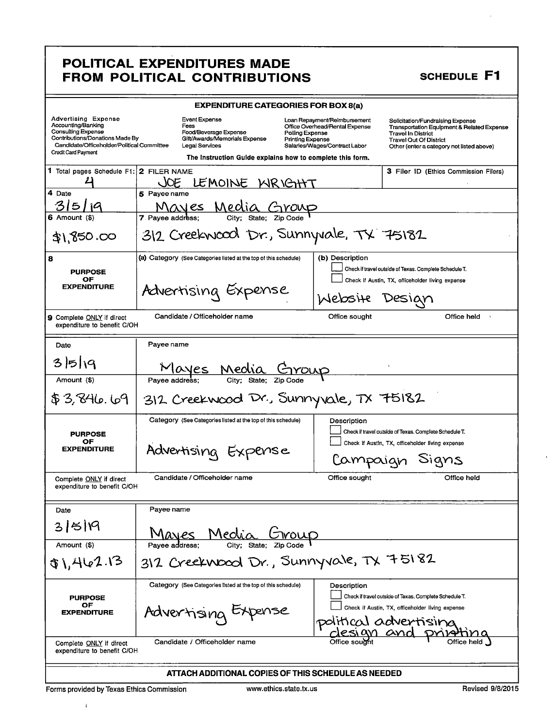# POLITICAL EXPENDITURES MADE FROM POLITICAL CONTRIBUTIONS

**SCHEDULE F1**

**EXPENDITURE CATEGORIES FOR BOX 8(a)**

| | | | |
|---|---|---|---|
| Advertising Expense | Event Expense | Loan Repayment/Reimbursement | Solicitation/Fundraising Expense |
| Accounting/Banking | Fees | Office Overhead/Rental Expense | Transportation Equipment & Related Expense |
| Consulting Expense | Food/Beverage Expense | Polling Expense | Travel In District |
| Contributions/Donations Made By Candidate/Officeholder/Political Committee | Gift/Awards/Memorials Expense | Printing Expense | Travel Out Of District |
| Credit Card Payment | Legal Services | Salaries/Wages/Contract Labor | Other (enter a category not listed above) |

The Instruction Guide explains how to complete this form.

| | | |
|---|---|---|
| **1** Total pages Schedule F1: 4 | **2** FILER NAME: JOE LEMOINE WRIGHT | **3** Filer ID (Ethics Commission Filers) |

| | | |
|---|---|---|
| **4** Date: 3/5/19 | **5** Payee name: Mayes Media Group | |
| **6** Amount ($): $1,850.00 | **7** Payee address; City; State; Zip Code: 312 Creekwood Dr., Sunnyvale, TX 75182 | |
| **8** PURPOSE OF EXPENDITURE | (a) Category: Advertising Expense | (b) Description: Website Design<br>☐ Check if travel outside of Texas. Complete Schedule T.<br>☐ Check if Austin, TX, officeholder living expense |
| **9** Complete ONLY if direct expenditure to benefit C/OH | Candidate / Officeholder name | Office sought / Office held |

| | | |
|---|---|---|
| Date: 3/5/19 | Payee name: Mayes Media Group | |
| Amount ($): $3,846.69 | Payee address; City; State; Zip Code: 312 Creekwood Dr., Sunnyvale, TX 75182 | |
| PURPOSE OF EXPENDITURE | Category: Advertising Expense | Description: Campaign Signs<br>☐ Check if travel outside of Texas. Complete Schedule T.<br>☐ Check if Austin, TX, officeholder living expense |
| Complete ONLY if direct expenditure to benefit C/OH | Candidate / Officeholder name | Office sought / Office held |

| | | |
|---|---|---|
| Date: 3/5/19 | Payee name: Mayes Media Group | |
| Amount ($): $1,462.13 | Payee address; City; State; Zip Code: 312 Creekwood Dr., Sunnyvale, TX 75182 | |
| PURPOSE OF EXPENDITURE | Category: Advertising Expense | Description: political advertising design and printing<br>☐ Check if travel outside of Texas. Complete Schedule T.<br>☐ Check if Austin, TX, officeholder living expense |
| Complete ONLY if direct expenditure to benefit C/OH | Candidate / Officeholder name | Office sought / Office held |

**ATTACH ADDITIONAL COPIES OF THIS SCHEDULE AS NEEDED**

Forms provided by Texas Ethics Commission www.ethics.state.tx.us Revised 9/8/2015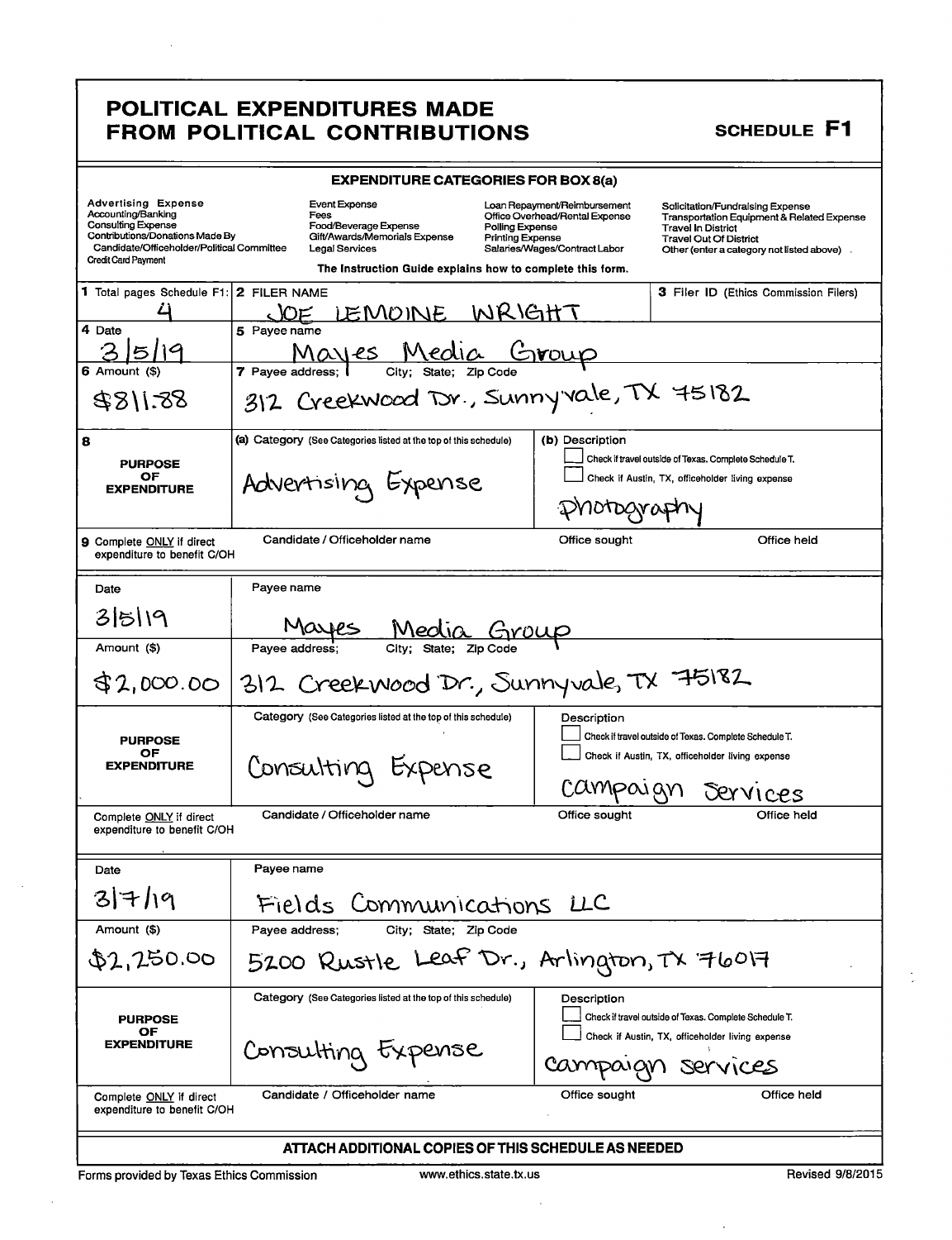# POLITICAL EXPENDITURES MADE FROM POLITICAL CONTRIBUTIONS

**SCHEDULE F1**

## EXPENDITURE CATEGORIES FOR BOX 8(a)

| | | | |
|---|---|---|---|
| Advertising Expense | Event Expense | Loan Repayment/Reimbursement | Solicitation/Fundraising Expense |
| Accounting/Banking | Fees | Office Overhead/Rental Expense | Transportation Equipment & Related Expense |
| Consulting Expense | Food/Beverage Expense | Polling Expense | Travel In District |
| Contributions/Donations Made By Candidate/Officeholder/Political Committee | Gift/Awards/Memorials Expense | Printing Expense | Travel Out Of District |
| Credit Card Payment | Legal Services | Salaries/Wages/Contract Labor | Other (enter a category not listed above) |

The Instruction Guide explains how to complete this form.

| | | | |
|---|---|---|---|
| **1** Total pages Schedule F1: 4 | **2** FILER NAME: JOE LEMOINE WRIGHT | | **3** Filer ID (Ethics Commission Filers) |
| **4** Date: 3/5/19 | **5** Payee name: Mayes Media Group | | |
| **6** Amount ($): $811.88 | **7** Payee address; City; State; Zip Code: 312 Creekwood Dr., Sunnyvale, TX 75182 | | |
| **8** PURPOSE OF EXPENDITURE | (a) Category (See Categories listed at the top of this schedule): Advertising Expense | (b) Description: ☐ Check if travel outside of Texas. Complete Schedule T. ☐ Check if Austin, TX, officeholder living expense. Photography | |
| **9** Complete ONLY if direct expenditure to benefit C/OH | Candidate / Officeholder name | Office sought | Office held |

| | | | |
|---|---|---|---|
| Date: 3/5/19 | Payee name: Mayes Media Group | | |
| Amount ($): $2,000.00 | Payee address; City; State; Zip Code: 312 Creekwood Dr., Sunnyvale, TX 75182 | | |
| PURPOSE OF EXPENDITURE | Category (See Categories listed at the top of this schedule): Consulting Expense | Description: ☐ Check if travel outside of Texas. Complete Schedule T. ☐ Check if Austin, TX, officeholder living expense. campaign services | |
| Complete ONLY if direct expenditure to benefit C/OH | Candidate / Officeholder name | Office sought | Office held |

| | | | |
|---|---|---|---|
| Date: 3/7/19 | Payee name: Fields Communications LLC | | |
| Amount ($): $2,250.00 | Payee address; City; State; Zip Code: 5200 Rustle Leaf Dr., Arlington, TX 76017 | | |
| PURPOSE OF EXPENDITURE | Category (See Categories listed at the top of this schedule): Consulting Expense | Description: ☐ Check if travel outside of Texas. Complete Schedule T. ☐ Check if Austin, TX, officeholder living expense. campaign services | |
| Complete ONLY if direct expenditure to benefit C/OH | Candidate / Officeholder name | Office sought | Office held |

**ATTACH ADDITIONAL COPIES OF THIS SCHEDULE AS NEEDED**

Forms provided by Texas Ethics Commission | www.ethics.state.tx.us | Revised 9/8/2015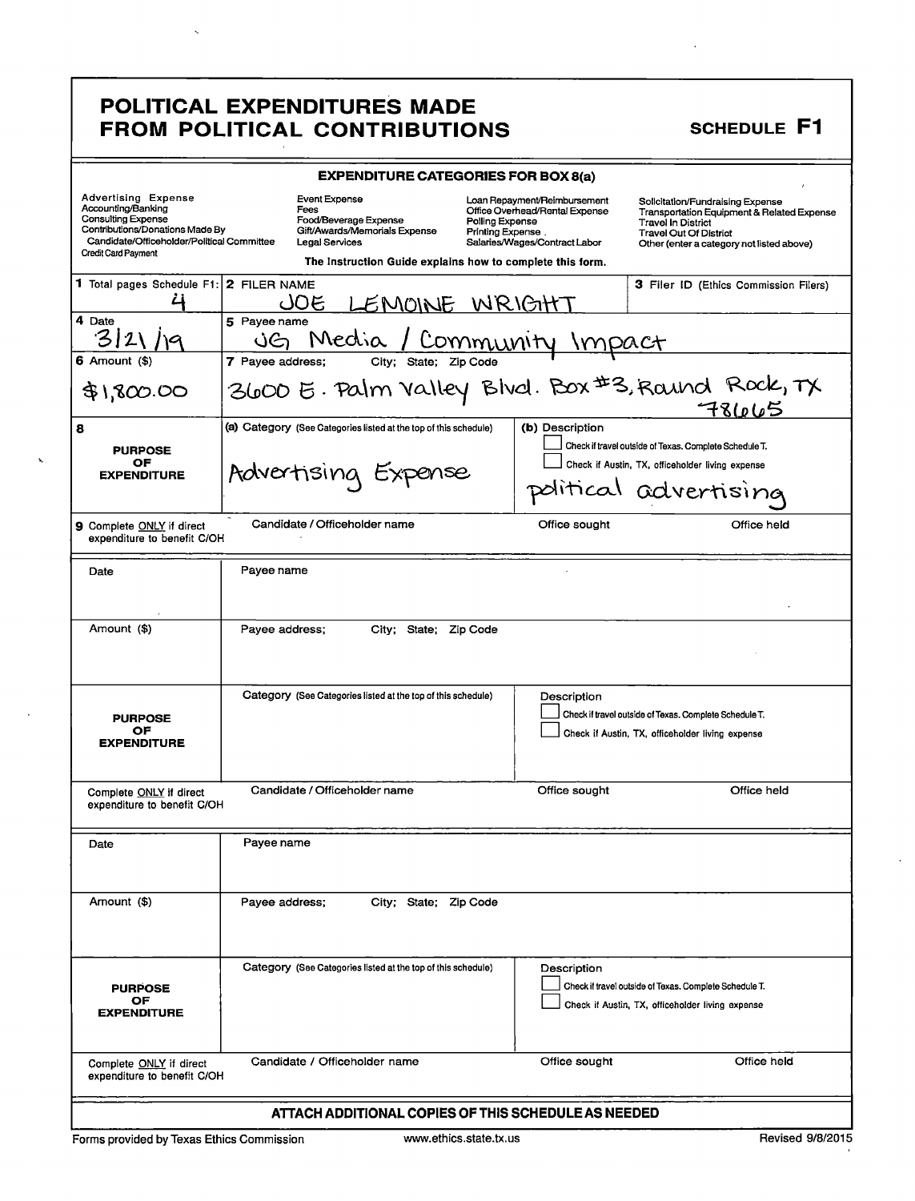# POLITICAL EXPENDITURES MADE FROM POLITICAL CONTRIBUTIONS

**SCHEDULE F1**

**EXPENDITURE CATEGORIES FOR BOX 8(a)**

| | | | |
|---|---|---|---|
| Advertising Expense<br>Accounting/Banking<br>Consulting Expense<br>Contributions/Donations Made By Candidate/Officeholder/Political Committee<br>Credit Card Payment | Event Expense<br>Fees<br>Food/Beverage Expense<br>Gift/Awards/Memorials Expense<br>Legal Services | Loan Repayment/Reimbursement<br>Office Overhead/Rental Expense<br>Polling Expense<br>Printing Expense<br>Salaries/Wages/Contract Labor | Solicitation/Fundraising Expense<br>Transportation Equipment & Related Expense<br>Travel In District<br>Travel Out Of District<br>Other (enter a category not listed above) |

The Instruction Guide explains how to complete this form.

| | | |
|---|---|---|
| **1** Total pages Schedule F1: 4 | **2** FILER NAME: JOE LEMOINE WRIGHT | **3** Filer ID (Ethics Commission Filers) |
| **4** Date: 3/21/19 | **5** Payee name: JG Media / Community Impact | |
| **6** Amount ($): $1,800.00 | **7** Payee address; City; State; Zip Code: 3600 E. Palm Valley Blvd. Box #3, Round Rock, TX 78665 | |
| **8** PURPOSE OF EXPENDITURE | (a) Category (See Categories listed at the top of this schedule): Advertising Expense | (b) Description<br>☐ Check if travel outside of Texas. Complete Schedule T.<br>☐ Check if Austin, TX, officeholder living expense<br>political advertising |
| **9** Complete ONLY if direct expenditure to benefit C/OH | Candidate / Officeholder name | Office sought / Office held |

| | | |
|---|---|---|
| Date | Payee name | |
| Amount ($) | Payee address; City; State; Zip Code | |
| PURPOSE OF EXPENDITURE | Category (See Categories listed at the top of this schedule) | Description<br>☐ Check if travel outside of Texas. Complete Schedule T.<br>☐ Check if Austin, TX, officeholder living expense |
| Complete ONLY if direct expenditure to benefit C/OH | Candidate / Officeholder name | Office sought / Office held |

| | | |
|---|---|---|
| Date | Payee name | |
| Amount ($) | Payee address; City; State; Zip Code | |
| PURPOSE OF EXPENDITURE | Category (See Categories listed at the top of this schedule) | Description<br>☐ Check if travel outside of Texas. Complete Schedule T.<br>☐ Check if Austin, TX, officeholder living expense |
| Complete ONLY if direct expenditure to benefit C/OH | Candidate / Officeholder name | Office sought / Office held |

**ATTACH ADDITIONAL COPIES OF THIS SCHEDULE AS NEEDED**

Forms provided by Texas Ethics Commission www.ethics.state.tx.us Revised 9/8/2015